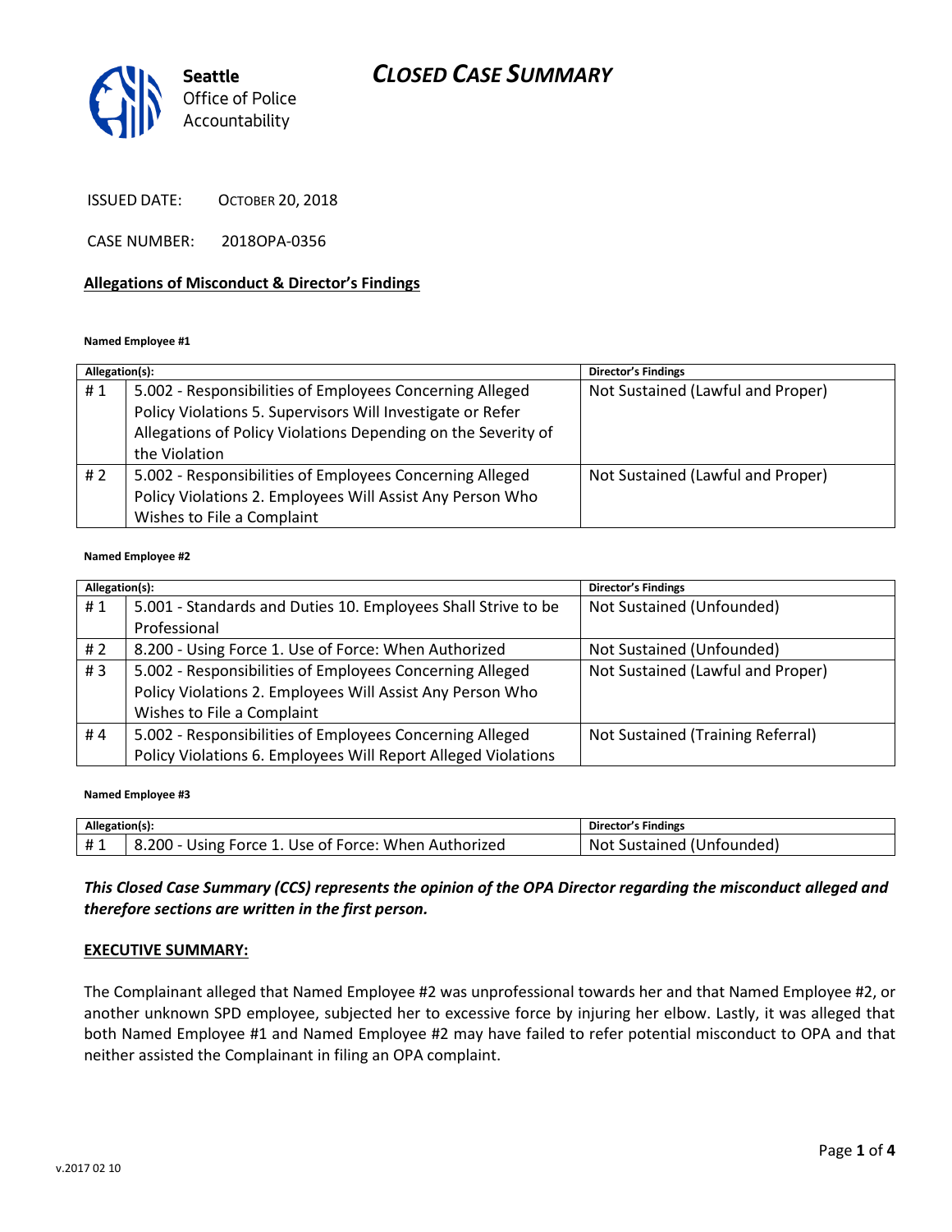# CLOSED CASE SUMMARY

Seattle Office of Police Accountability

ISSUED DATE: OCTOBER 20, 2018

CASE NUMBER: 2018OPA-0356

## Allegations of Misconduct & Director's Findings

**Named Employee #1**

| Allegation(s): | | Director's Findings |
|---|---|---|
| # 1 | 5.002 - Responsibilities of Employees Concerning Alleged Policy Violations 5. Supervisors Will Investigate or Refer Allegations of Policy Violations Depending on the Severity of the Violation | Not Sustained (Lawful and Proper) |
| # 2 | 5.002 - Responsibilities of Employees Concerning Alleged Policy Violations 2. Employees Will Assist Any Person Who Wishes to File a Complaint | Not Sustained (Lawful and Proper) |

**Named Employee #2**

| Allegation(s): | | Director's Findings |
|---|---|---|
| # 1 | 5.001 - Standards and Duties 10. Employees Shall Strive to be Professional | Not Sustained (Unfounded) |
| # 2 | 8.200 - Using Force 1. Use of Force: When Authorized | Not Sustained (Unfounded) |
| # 3 | 5.002 - Responsibilities of Employees Concerning Alleged Policy Violations 2. Employees Will Assist Any Person Who Wishes to File a Complaint | Not Sustained (Lawful and Proper) |
| # 4 | 5.002 - Responsibilities of Employees Concerning Alleged Policy Violations 6. Employees Will Report Alleged Violations | Not Sustained (Training Referral) |

**Named Employee #3**

| Allegation(s): | | Director's Findings |
|---|---|---|
| # 1 | 8.200 - Using Force 1. Use of Force: When Authorized | Not Sustained (Unfounded) |

***This Closed Case Summary (CCS) represents the opinion of the OPA Director regarding the misconduct alleged and therefore sections are written in the first person.***

**EXECUTIVE SUMMARY:**

The Complainant alleged that Named Employee #2 was unprofessional towards her and that Named Employee #2, or another unknown SPD employee, subjected her to excessive force by injuring her elbow. Lastly, it was alleged that both Named Employee #1 and Named Employee #2 may have failed to refer potential misconduct to OPA and that neither assisted the Complainant in filing an OPA complaint.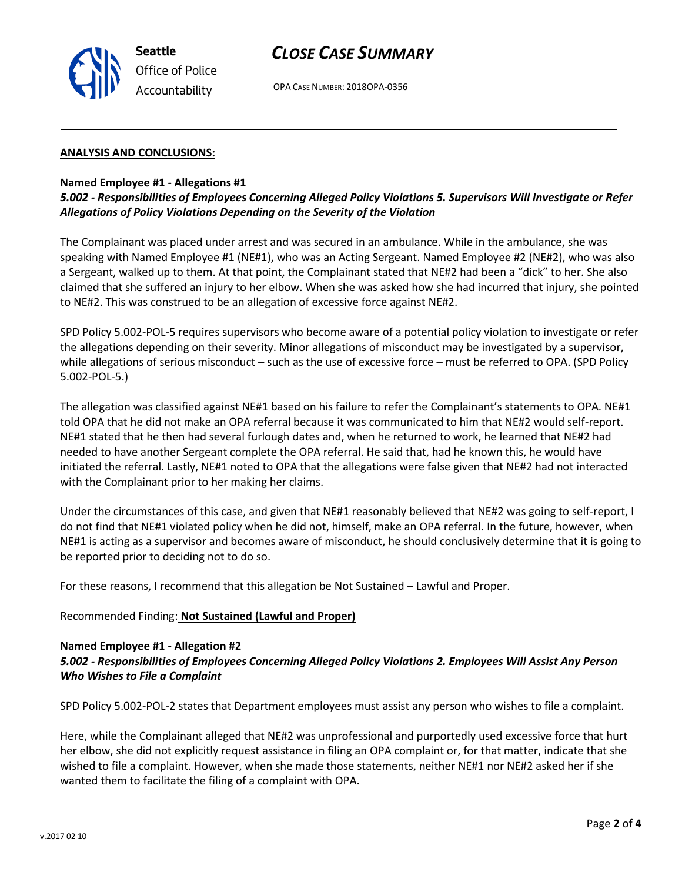**ANALYSIS AND CONCLUSIONS:**

**Named Employee #1 - Allegations #1**
***5.002 - Responsibilities of Employees Concerning Alleged Policy Violations 5. Supervisors Will Investigate or Refer Allegations of Policy Violations Depending on the Severity of the Violation***

The Complainant was placed under arrest and was secured in an ambulance. While in the ambulance, she was speaking with Named Employee #1 (NE#1), who was an Acting Sergeant. Named Employee #2 (NE#2), who was also a Sergeant, walked up to them. At that point, the Complainant stated that NE#2 had been a "dick" to her. She also claimed that she suffered an injury to her elbow. When she was asked how she had incurred that injury, she pointed to NE#2. This was construed to be an allegation of excessive force against NE#2.

SPD Policy 5.002-POL-5 requires supervisors who become aware of a potential policy violation to investigate or refer the allegations depending on their severity. Minor allegations of misconduct may be investigated by a supervisor, while allegations of serious misconduct – such as the use of excessive force – must be referred to OPA. (SPD Policy 5.002-POL-5.)

The allegation was classified against NE#1 based on his failure to refer the Complainant's statements to OPA. NE#1 told OPA that he did not make an OPA referral because it was communicated to him that NE#2 would self-report. NE#1 stated that he then had several furlough dates and, when he returned to work, he learned that NE#2 had needed to have another Sergeant complete the OPA referral. He said that, had he known this, he would have initiated the referral. Lastly, NE#1 noted to OPA that the allegations were false given that NE#2 had not interacted with the Complainant prior to her making her claims.

Under the circumstances of this case, and given that NE#1 reasonably believed that NE#2 was going to self-report, I do not find that NE#1 violated policy when he did not, himself, make an OPA referral. In the future, however, when NE#1 is acting as a supervisor and becomes aware of misconduct, he should conclusively determine that it is going to be reported prior to deciding not to do so.

For these reasons, I recommend that this allegation be Not Sustained – Lawful and Proper.

Recommended Finding: **Not Sustained (Lawful and Proper)**

**Named Employee #1 - Allegation #2**
***5.002 - Responsibilities of Employees Concerning Alleged Policy Violations 2. Employees Will Assist Any Person Who Wishes to File a Complaint***

SPD Policy 5.002-POL-2 states that Department employees must assist any person who wishes to file a complaint.

Here, while the Complainant alleged that NE#2 was unprofessional and purportedly used excessive force that hurt her elbow, she did not explicitly request assistance in filing an OPA complaint or, for that matter, indicate that she wished to file a complaint. However, when she made those statements, neither NE#1 nor NE#2 asked her if she wanted them to facilitate the filing of a complaint with OPA.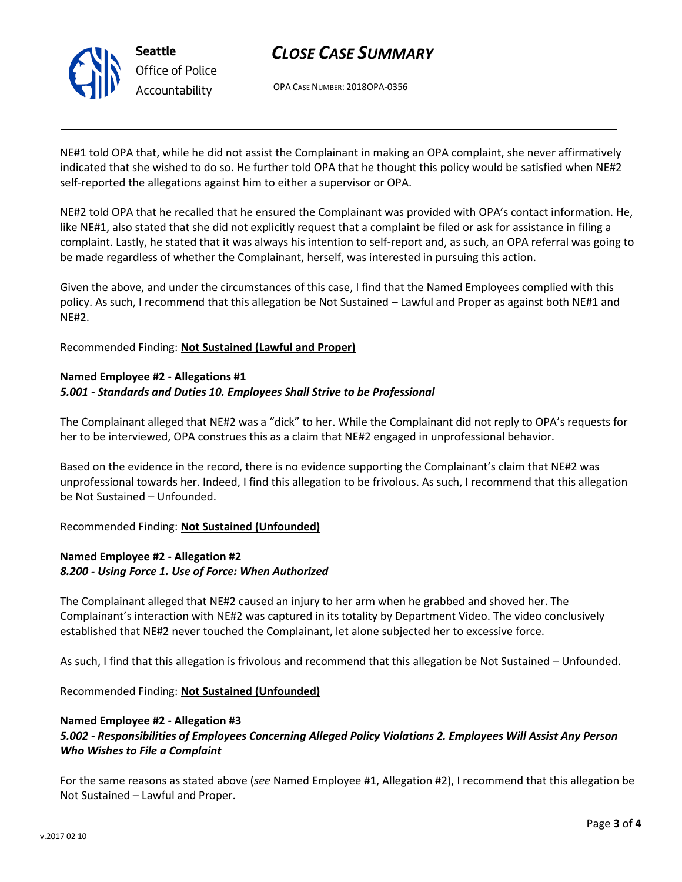NE#1 told OPA that, while he did not assist the Complainant in making an OPA complaint, she never affirmatively indicated that she wished to do so. He further told OPA that he thought this policy would be satisfied when NE#2 self-reported the allegations against him to either a supervisor or OPA.

NE#2 told OPA that he recalled that he ensured the Complainant was provided with OPA's contact information. He, like NE#1, also stated that she did not explicitly request that a complaint be filed or ask for assistance in filing a complaint. Lastly, he stated that it was always his intention to self-report and, as such, an OPA referral was going to be made regardless of whether the Complainant, herself, was interested in pursuing this action.

Given the above, and under the circumstances of this case, I find that the Named Employees complied with this policy. As such, I recommend that this allegation be Not Sustained – Lawful and Proper as against both NE#1 and NE#2.

Recommended Finding: **Not Sustained (Lawful and Proper)**

**Named Employee #2 - Allegations #1**
***5.001 - Standards and Duties 10. Employees Shall Strive to be Professional***

The Complainant alleged that NE#2 was a "dick" to her. While the Complainant did not reply to OPA's requests for her to be interviewed, OPA construes this as a claim that NE#2 engaged in unprofessional behavior.

Based on the evidence in the record, there is no evidence supporting the Complainant's claim that NE#2 was unprofessional towards her. Indeed, I find this allegation to be frivolous. As such, I recommend that this allegation be Not Sustained – Unfounded.

Recommended Finding: **Not Sustained (Unfounded)**

**Named Employee #2 - Allegation #2**
***8.200 - Using Force 1. Use of Force: When Authorized***

The Complainant alleged that NE#2 caused an injury to her arm when he grabbed and shoved her. The Complainant's interaction with NE#2 was captured in its totality by Department Video. The video conclusively established that NE#2 never touched the Complainant, let alone subjected her to excessive force.

As such, I find that this allegation is frivolous and recommend that this allegation be Not Sustained – Unfounded.

Recommended Finding: **Not Sustained (Unfounded)**

**Named Employee #2 - Allegation #3**
***5.002 - Responsibilities of Employees Concerning Alleged Policy Violations 2. Employees Will Assist Any Person Who Wishes to File a Complaint***

For the same reasons as stated above (*see* Named Employee #1, Allegation #2), I recommend that this allegation be Not Sustained – Lawful and Proper.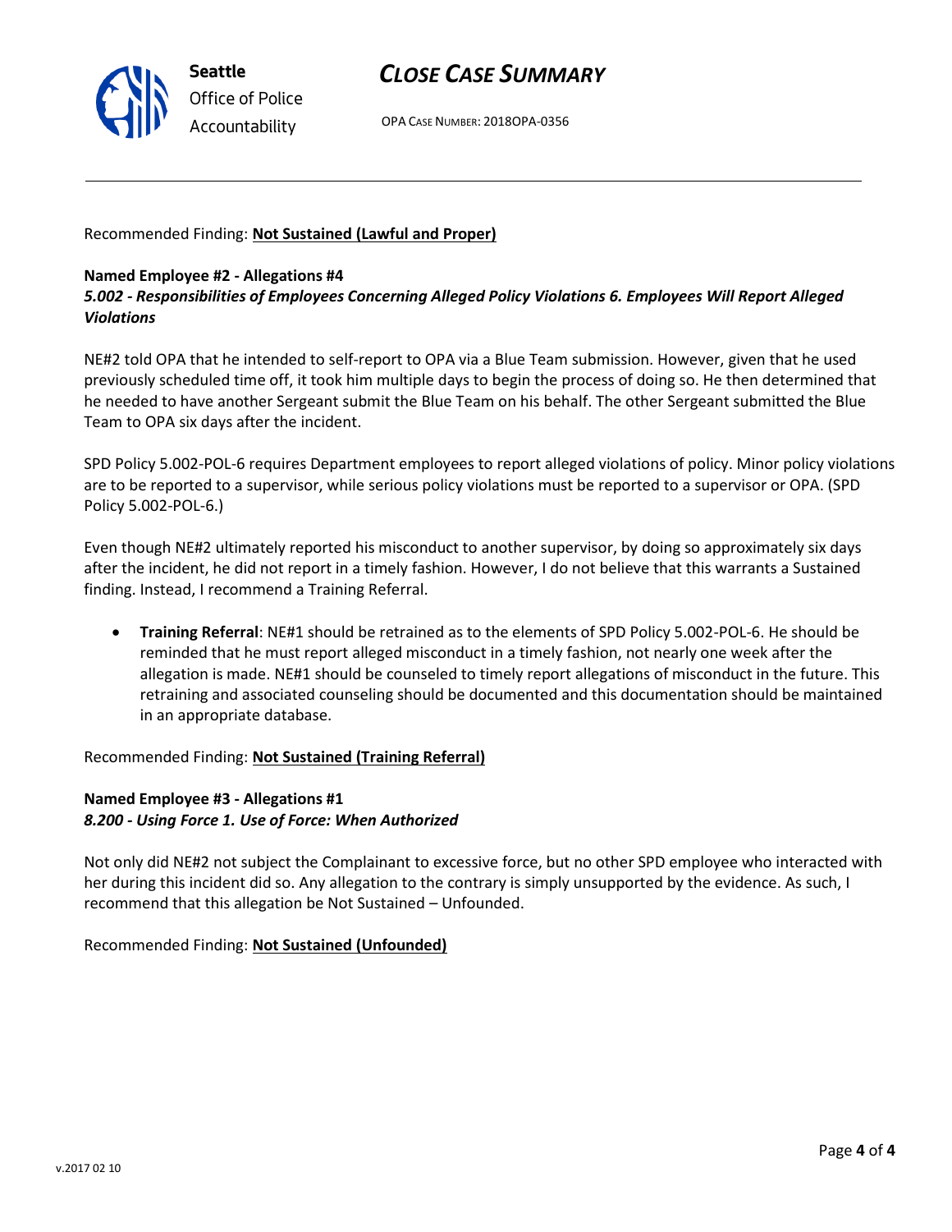Recommended Finding: **Not Sustained (Lawful and Proper)**

**Named Employee #2 - Allegations #4**
***5.002 - Responsibilities of Employees Concerning Alleged Policy Violations 6. Employees Will Report Alleged Violations***

NE#2 told OPA that he intended to self-report to OPA via a Blue Team submission. However, given that he used previously scheduled time off, it took him multiple days to begin the process of doing so. He then determined that he needed to have another Sergeant submit the Blue Team on his behalf. The other Sergeant submitted the Blue Team to OPA six days after the incident.

SPD Policy 5.002-POL-6 requires Department employees to report alleged violations of policy. Minor policy violations are to be reported to a supervisor, while serious policy violations must be reported to a supervisor or OPA. (SPD Policy 5.002-POL-6.)

Even though NE#2 ultimately reported his misconduct to another supervisor, by doing so approximately six days after the incident, he did not report in a timely fashion. However, I do not believe that this warrants a Sustained finding. Instead, I recommend a Training Referral.

- **Training Referral**: NE#1 should be retrained as to the elements of SPD Policy 5.002-POL-6. He should be reminded that he must report alleged misconduct in a timely fashion, not nearly one week after the allegation is made. NE#1 should be counseled to timely report allegations of misconduct in the future. This retraining and associated counseling should be documented and this documentation should be maintained in an appropriate database.

Recommended Finding: **Not Sustained (Training Referral)**

**Named Employee #3 - Allegations #1**
***8.200 - Using Force 1. Use of Force: When Authorized***

Not only did NE#2 not subject the Complainant to excessive force, but no other SPD employee who interacted with her during this incident did so. Any allegation to the contrary is simply unsupported by the evidence. As such, I recommend that this allegation be Not Sustained – Unfounded.

Recommended Finding: **Not Sustained (Unfounded)**